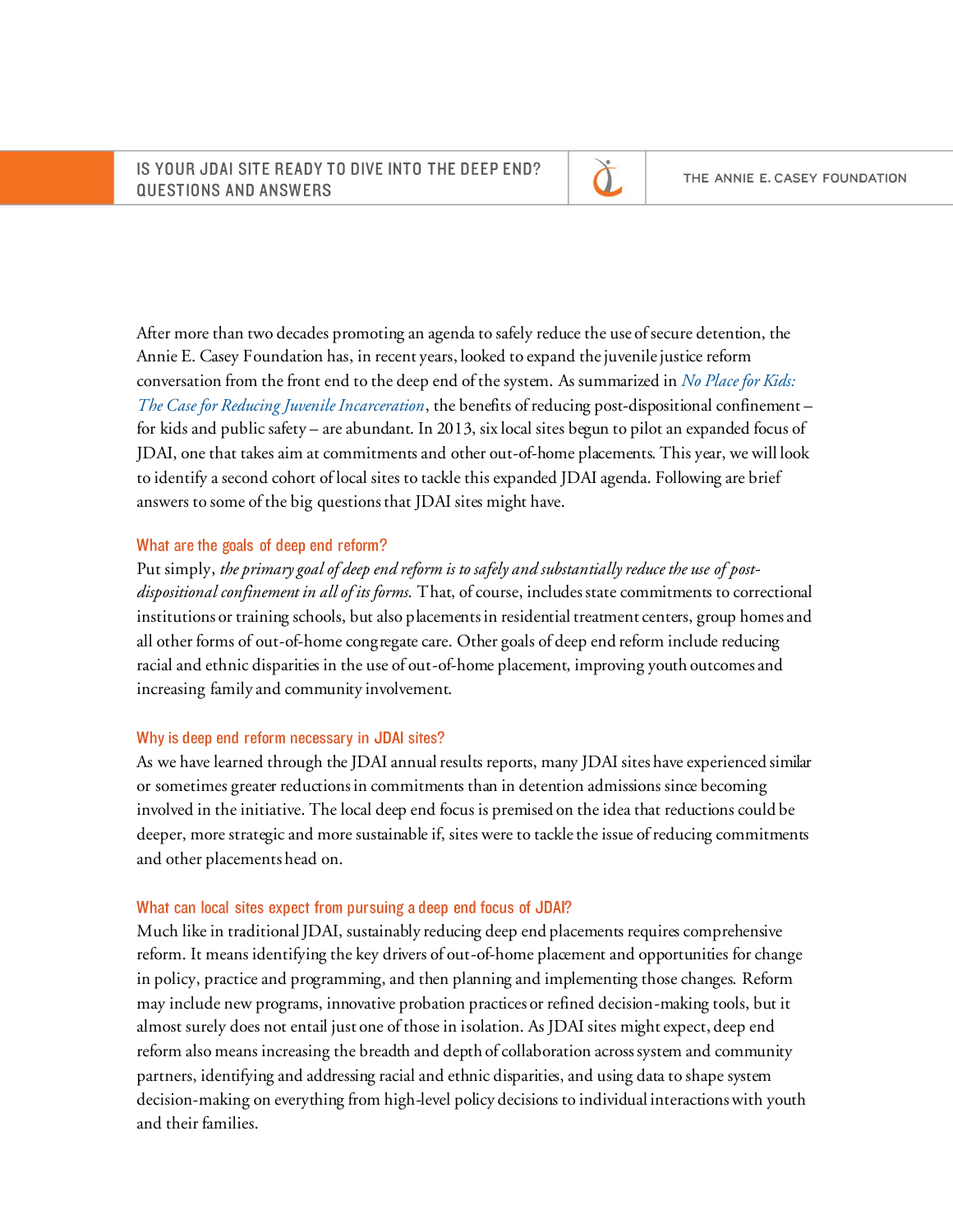After more than two decades promoting an agenda to safely reduce the use of secure detention, the Annie E. Casey Foundation has, in recent years, looked to expand the juvenile justice reform conversation from the front end to the deep end of the system. As summarized in *No Place for Kids: The Case for Reducing Juvenile Incarceration*, the benefits of reducing post-dispositional confinement – for kids and public safety – are abundant. In 2013, six local sites begun to pilot an expanded focus of JDAI, one that takes aim at commitments and other out-of-home placements. This year, we will look to identify a second cohort of local sites to tackle this expanded JDAI agenda. Following are brief answers to some of the big questions that JDAI sites might have.

## What are the goals of deep end reform?

Put simply, *the primary goal of deep end reform is to safely and substantially reduce the use of post-dispositional confinement in all of its forms.* That, of course, includes state commitments to correctional institutions or training schools, but also placements in residential treatment centers, group homes and all other forms of out-of-home congregate care. Other goals of deep end reform include reducing racial and ethnic disparities in the use of out-of-home placement, improving youth outcomes and increasing family and community involvement.

## Why is deep end reform necessary in JDAI sites?

As we have learned through the JDAI annual results reports, many JDAI sites have experienced similar or sometimes greater reductions in commitments than in detention admissions since becoming involved in the initiative. The local deep end focus is premised on the idea that reductions could be deeper, more strategic and more sustainable if, sites were to tackle the issue of reducing commitments and other placements head on.

## What can local sites expect from pursuing a deep end focus of JDAI?

Much like in traditional JDAI, sustainably reducing deep end placements requires comprehensive reform. It means identifying the key drivers of out-of-home placement and opportunities for change in policy, practice and programming, and then planning and implementing those changes. Reform may include new programs, innovative probation practices or refined decision-making tools, but it almost surely does not entail just one of those in isolation. As JDAI sites might expect, deep end reform also means increasing the breadth and depth of collaboration across system and community partners, identifying and addressing racial and ethnic disparities, and using data to shape system decision-making on everything from high-level policy decisions to individual interactions with youth and their families.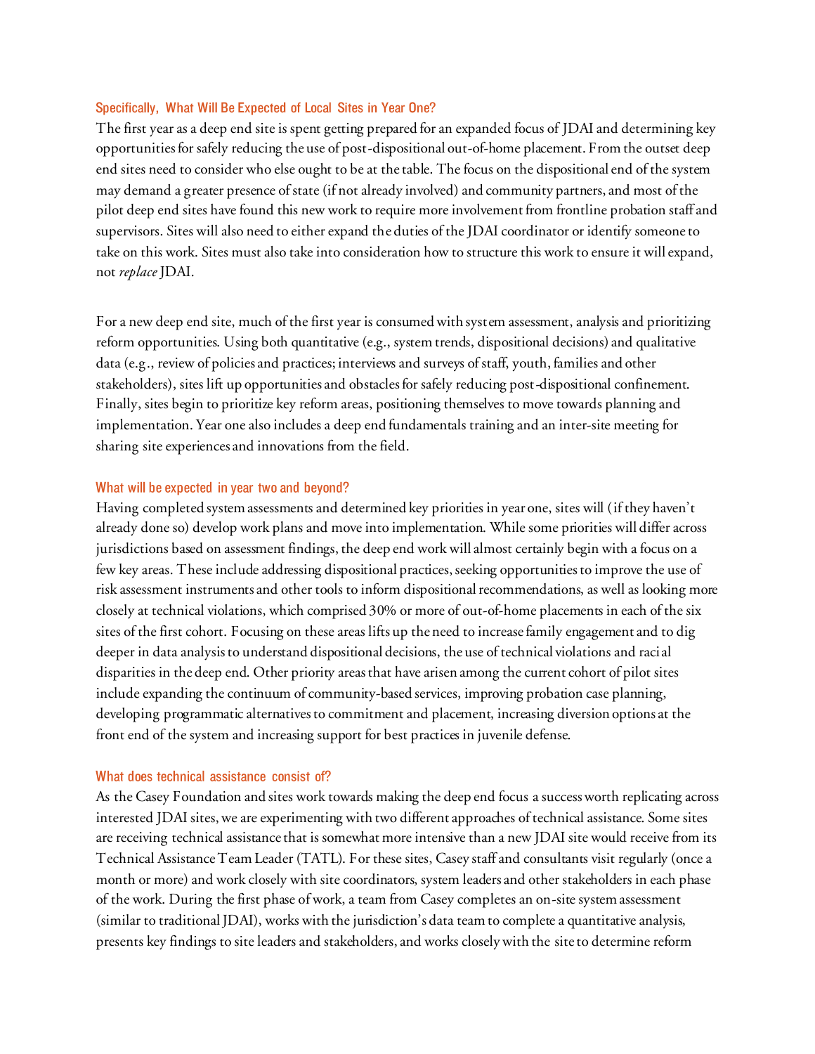### Specifically, What Will Be Expected of Local Sites in Year One?

The first year as a deep end site is spent getting prepared for an expanded focus of JDAI and determining key opportunities for safely reducing the use of post-dispositional out-of-home placement. From the outset deep end sites need to consider who else ought to be at the table. The focus on the dispositional end of the system may demand a greater presence of state (if not already involved) and community partners, and most of the pilot deep end sites have found this new work to require more involvement from frontline probation staff and supervisors. Sites will also need to either expand the duties of the JDAI coordinator or identify someone to take on this work. Sites must also take into consideration how to structure this work to ensure it will expand, not *replace* JDAI.

For a new deep end site, much of the first year is consumed with system assessment, analysis and prioritizing reform opportunities. Using both quantitative (e.g., system trends, dispositional decisions) and qualitative data (e.g., review of policies and practices; interviews and surveys of staff, youth, families and other stakeholders), sites lift up opportunities and obstacles for safely reducing post-dispositional confinement. Finally, sites begin to prioritize key reform areas, positioning themselves to move towards planning and implementation. Year one also includes a deep end fundamentals training and an inter-site meeting for sharing site experiences and innovations from the field.

### What will be expected in year two and beyond?

Having completed system assessments and determined key priorities in year one, sites will (if they haven't already done so) develop work plans and move into implementation. While some priorities will differ across jurisdictions based on assessment findings, the deep end work will almost certainly begin with a focus on a few key areas. These include addressing dispositional practices, seeking opportunities to improve the use of risk assessment instruments and other tools to inform dispositional recommendations, as well as looking more closely at technical violations, which comprised 30% or more of out-of-home placements in each of the six sites of the first cohort. Focusing on these areas lifts up the need to increase family engagement and to dig deeper in data analysis to understand dispositional decisions, the use of technical violations and racial disparities in the deep end. Other priority areas that have arisen among the current cohort of pilot sites include expanding the continuum of community-based services, improving probation case planning, developing programmatic alternatives to commitment and placement, increasing diversion options at the front end of the system and increasing support for best practices in juvenile defense.

### What does technical assistance consist of?

As the Casey Foundation and sites work towards making the deep end focus a success worth replicating across interested JDAI sites, we are experimenting with two different approaches of technical assistance. Some sites are receiving technical assistance that is somewhat more intensive than a new JDAI site would receive from its Technical Assistance Team Leader (TATL). For these sites, Casey staff and consultants visit regularly (once a month or more) and work closely with site coordinators, system leaders and other stakeholders in each phase of the work. During the first phase of work, a team from Casey completes an on-site system assessment (similar to traditional JDAI), works with the jurisdiction's data team to complete a quantitative analysis, presents key findings to site leaders and stakeholders, and works closely with the site to determine reform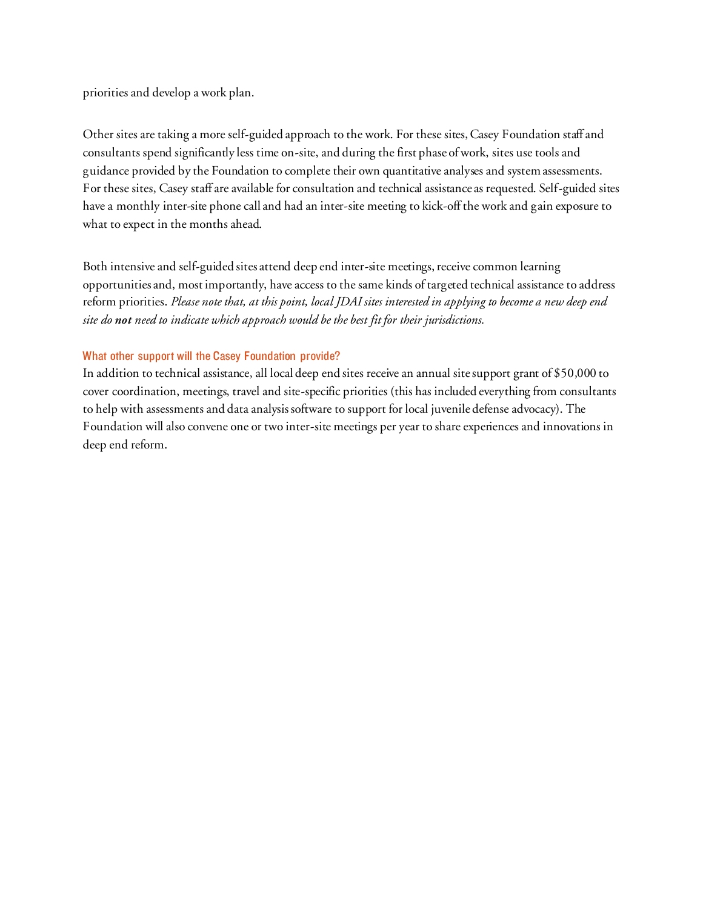priorities and develop a work plan.

Other sites are taking a more self-guided approach to the work. For these sites, Casey Foundation staff and consultants spend significantly less time on-site, and during the first phase of work, sites use tools and guidance provided by the Foundation to complete their own quantitative analyses and system assessments. For these sites, Casey staff are available for consultation and technical assistance as requested. Self-guided sites have a monthly inter-site phone call and had an inter-site meeting to kick-off the work and gain exposure to what to expect in the months ahead.

Both intensive and self-guided sites attend deep end inter-site meetings, receive common learning opportunities and, most importantly, have access to the same kinds of targeted technical assistance to address reform priorities. *Please note that, at this point, local JDAI sites interested in applying to become a new deep end site do **not** need to indicate which approach would be the best fit for their jurisdictions.*

### What other support will the Casey Foundation provide?

In addition to technical assistance, all local deep end sites receive an annual site support grant of $50,000 to cover coordination, meetings, travel and site-specific priorities (this has included everything from consultants to help with assessments and data analysis software to support for local juvenile defense advocacy). The Foundation will also convene one or two inter-site meetings per year to share experiences and innovations in deep end reform.